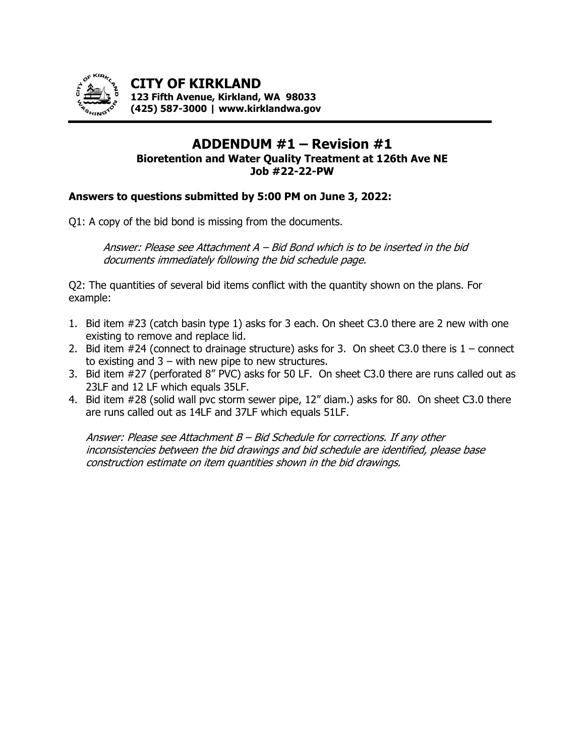**CITY OF KIRKLAND**
**123 Fifth Avenue, Kirkland, WA 98033**
**(425) 587-3000 | www.kirklandwa.gov**

# ADDENDUM #1 – Revision #1

### Bioretention and Water Quality Treatment at 126th Ave NE
### Job #22-22-PW

**Answers to questions submitted by 5:00 PM on June 3, 2022:**

Q1: A copy of the bid bond is missing from the documents.

*Answer: Please see Attachment A – Bid Bond which is to be inserted in the bid documents immediately following the bid schedule page.*

Q2: The quantities of several bid items conflict with the quantity shown on the plans. For example:

1. Bid item #23 (catch basin type 1) asks for 3 each. On sheet C3.0 there are 2 new with one existing to remove and replace lid.
2. Bid item #24 (connect to drainage structure) asks for 3. On sheet C3.0 there is 1 – connect to existing and 3 – with new pipe to new structures.
3. Bid item #27 (perforated 8" PVC) asks for 50 LF. On sheet C3.0 there are runs called out as 23LF and 12 LF which equals 35LF.
4. Bid item #28 (solid wall pvc storm sewer pipe, 12" diam.) asks for 80. On sheet C3.0 there are runs called out as 14LF and 37LF which equals 51LF.

*Answer: Please see Attachment B – Bid Schedule for corrections. If any other inconsistencies between the bid drawings and bid schedule are identified, please base construction estimate on item quantities shown in the bid drawings.*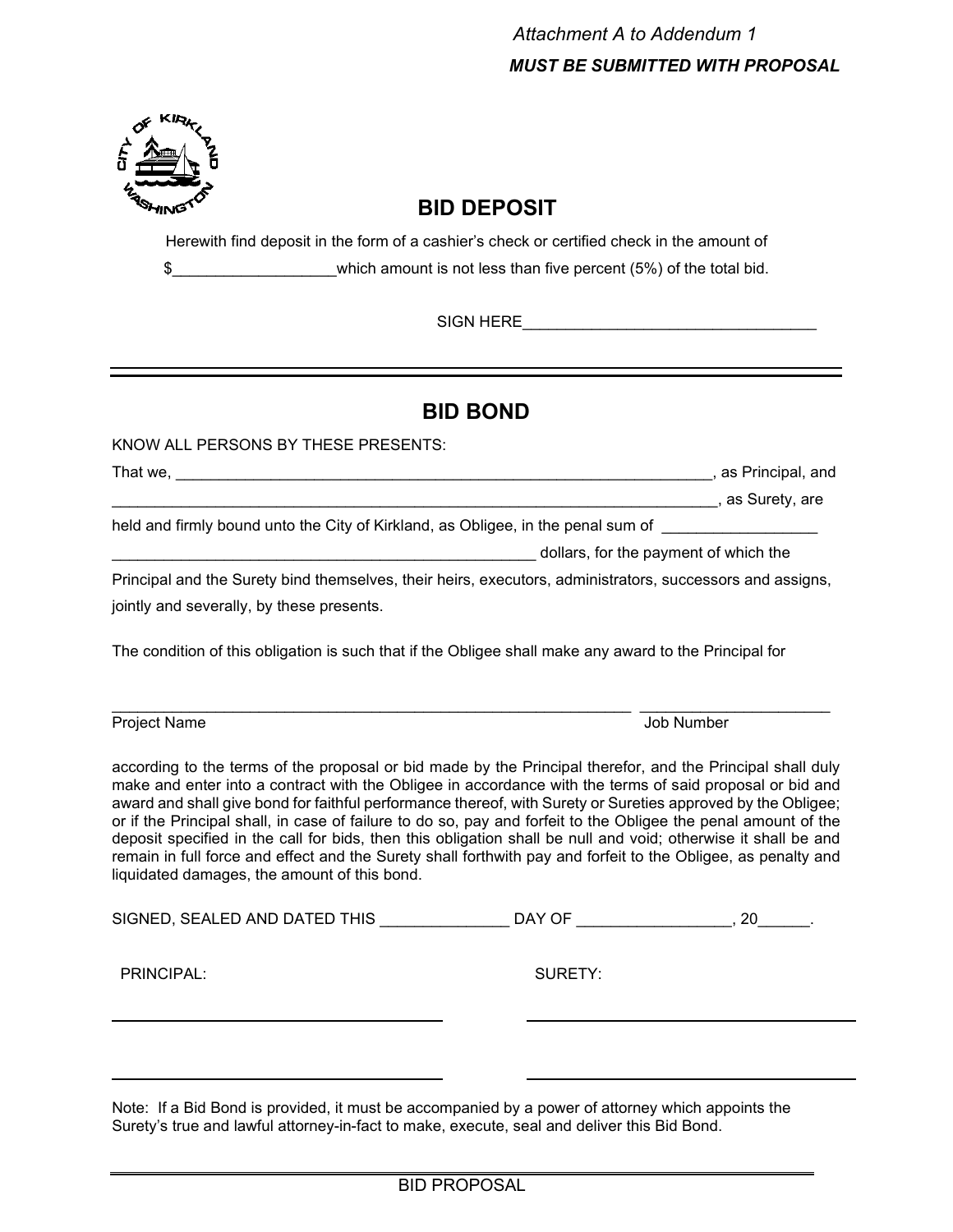*Attachment A to Addendum 1*

***MUST BE SUBMITTED WITH PROPOSAL***

## BID DEPOSIT

Herewith find deposit in the form of a cashier's check or certified check in the amount of $___________________which amount is not less than five percent (5%) of the total bid.

SIGN HERE__________________________________

---

## BID BOND

KNOW ALL PERSONS BY THESE PRESENTS:

That we, _________________________________________________________________, as Principal, and _________________________________________________________________________, as Surety, are held and firmly bound unto the City of Kirkland, as Obligee, in the penal sum of __________________ ___________________________________________________ dollars, for the payment of which the Principal and the Surety bind themselves, their heirs, executors, administrators, successors and assigns, jointly and severally, by these presents.

The condition of this obligation is such that if the Obligee shall make any award to the Principal for

_______________________________________________________________ ______________________

Project Name                                                                                                                Job Number

according to the terms of the proposal or bid made by the Principal therefor, and the Principal shall duly make and enter into a contract with the Obligee in accordance with the terms of said proposal or bid and award and shall give bond for faithful performance thereof, with Surety or Sureties approved by the Obligee; or if the Principal shall, in case of failure to do so, pay and forfeit to the Obligee the penal amount of the deposit specified in the call for bids, then this obligation shall be null and void; otherwise it shall be and remain in full force and effect and the Surety shall forthwith pay and forfeit to the Obligee, as penalty and liquidated damages, the amount of this bond.

SIGNED, SEALED AND DATED THIS _______________ DAY OF __________________, 20______.

PRINCIPAL: _______________________________ _______________________________

SURETY: _______________________________ _______________________________

Note: If a Bid Bond is provided, it must be accompanied by a power of attorney which appoints the Surety's true and lawful attorney-in-fact to make, execute, seal and deliver this Bid Bond.

BID PROPOSAL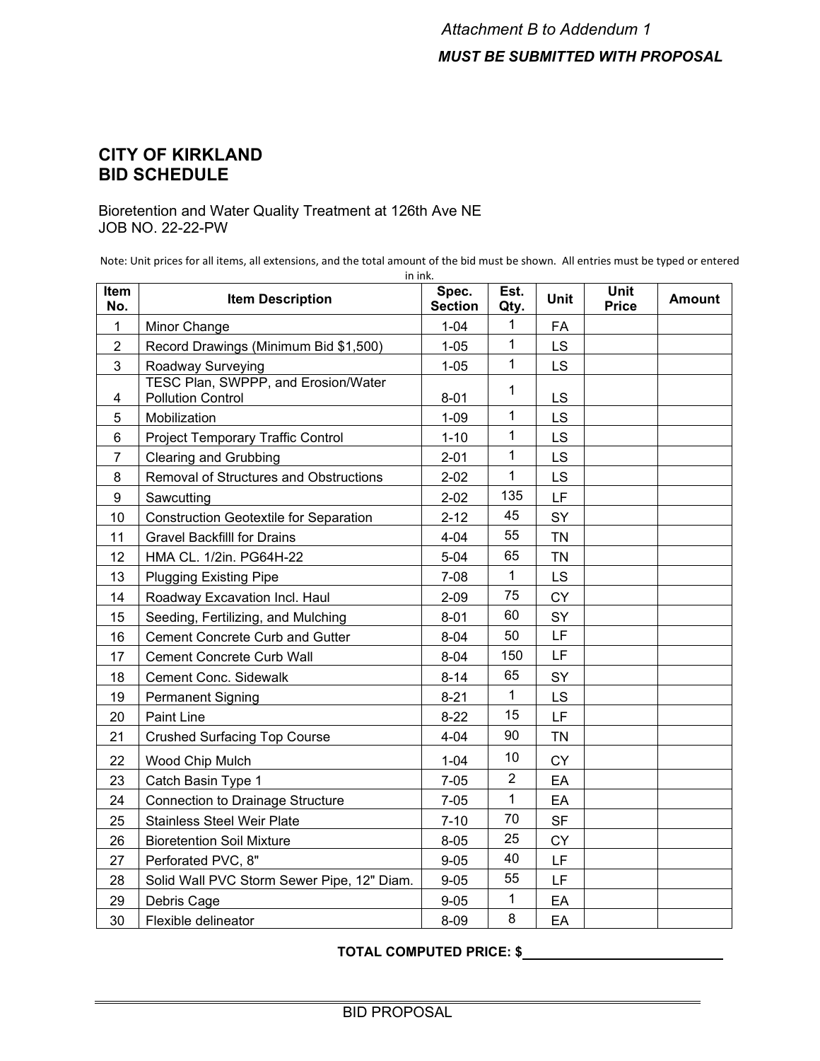*Attachment B to Addendum 1*

***MUST BE SUBMITTED WITH PROPOSAL***

# CITY OF KIRKLAND
# BID SCHEDULE

Bioretention and Water Quality Treatment at 126th Ave NE
JOB NO. 22-22-PW

Note: Unit prices for all items, all extensions, and the total amount of the bid must be shown. All entries must be typed or entered in ink.

| Item No. | Item Description | Spec. Section | Est. Qty. | Unit | Unit Price | Amount |
|---|---|---|---|---|---|---|
| 1 | Minor Change | 1-04 | 1 | FA | | |
| 2 | Record Drawings (Minimum Bid $1,500) | 1-05 | 1 | LS | | |
| 3 | Roadway Surveying | 1-05 | 1 | LS | | |
| 4 | TESC Plan, SWPPP, and Erosion/Water Pollution Control | 8-01 | 1 | LS | | |
| 5 | Mobilization | 1-09 | 1 | LS | | |
| 6 | Project Temporary Traffic Control | 1-10 | 1 | LS | | |
| 7 | Clearing and Grubbing | 2-01 | 1 | LS | | |
| 8 | Removal of Structures and Obstructions | 2-02 | 1 | LS | | |
| 9 | Sawcutting | 2-02 | 135 | LF | | |
| 10 | Construction Geotextile for Separation | 2-12 | 45 | SY | | |
| 11 | Gravel Backfilll for Drains | 4-04 | 55 | TN | | |
| 12 | HMA CL. 1/2in. PG64H-22 | 5-04 | 65 | TN | | |
| 13 | Plugging Existing Pipe | 7-08 | 1 | LS | | |
| 14 | Roadway Excavation Incl. Haul | 2-09 | 75 | CY | | |
| 15 | Seeding, Fertilizing, and Mulching | 8-01 | 60 | SY | | |
| 16 | Cement Concrete Curb and Gutter | 8-04 | 50 | LF | | |
| 17 | Cement Concrete Curb Wall | 8-04 | 150 | LF | | |
| 18 | Cement Conc. Sidewalk | 8-14 | 65 | SY | | |
| 19 | Permanent Signing | 8-21 | 1 | LS | | |
| 20 | Paint Line | 8-22 | 15 | LF | | |
| 21 | Crushed Surfacing Top Course | 4-04 | 90 | TN | | |
| 22 | Wood Chip Mulch | 1-04 | 10 | CY | | |
| 23 | Catch Basin Type 1 | 7-05 | 2 | EA | | |
| 24 | Connection to Drainage Structure | 7-05 | 1 | EA | | |
| 25 | Stainless Steel Weir Plate | 7-10 | 70 | SF | | |
| 26 | Bioretention Soil Mixture | 8-05 | 25 | CY | | |
| 27 | Perforated PVC, 8" | 9-05 | 40 | LF | | |
| 28 | Solid Wall PVC Storm Sewer Pipe, 12" Diam. | 9-05 | 55 | LF | | |
| 29 | Debris Cage | 9-05 | 1 | EA | | |
| 30 | Flexible delineator | 8-09 | 8 | EA | | |

**TOTAL COMPUTED PRICE: $**\_\_\_\_\_\_\_\_\_\_\_\_\_\_\_\_\_\_\_\_\_\_\_\_\_\_\_\_

BID PROPOSAL